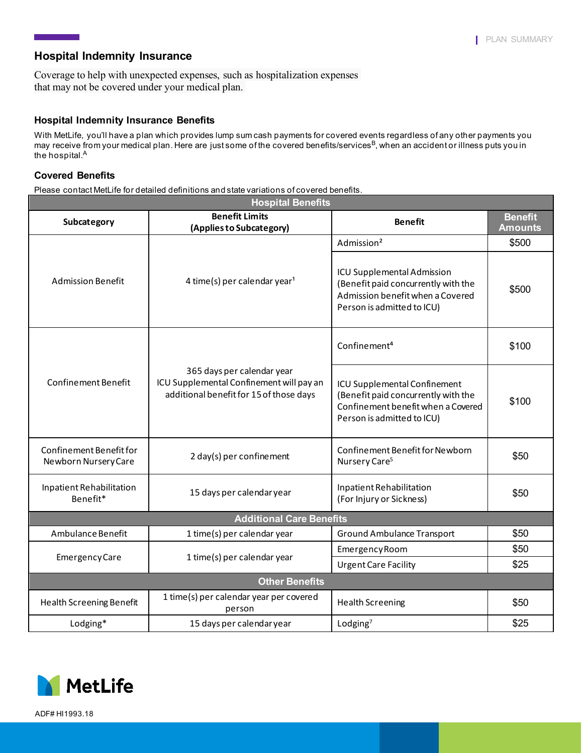PLAN SUMMARY

# Hospital Indemnity Insurance

Coverage to help with unexpected expenses, such as hospitalization expenses that may not be covered under your medical plan.

## Hospital Indemnity Insurance Benefits

With MetLife, you'll have a plan which provides lump sum cash payments for covered events regardless of any other payments you may receive from your medical plan. Here are just some of the covered benefits/services[B], when an accident or illness puts you in the hospital.[A]

### Covered Benefits

Please contact MetLife for detailed definitions and state variations of covered benefits.

| Subcategory | Benefit Limits (Applies to Subcategory) | Benefit | Benefit Amounts |
|---|---|---|---|
| **Hospital Benefits** | | | |
| Admission Benefit | 4 time(s) per calendar year[1] | Admission[2] | $500 |
| | | ICU Supplemental Admission (Benefit paid concurrently with the Admission benefit when a Covered Person is admitted to ICU) | $500 |
| Confinement Benefit | 365 days per calendar year ICU Supplemental Confinement will pay an additional benefit for 15 of those days | Confinement[4] | $100 |
| | | ICU Supplemental Confinement (Benefit paid concurrently with the Confinement benefit when a Covered Person is admitted to ICU) | $100 |
| Confinement Benefit for Newborn Nursery Care | 2 day(s) per confinement | Confinement Benefit for Newborn Nursery Care[5] | $50 |
| Inpatient Rehabilitation Benefit* | 15 days per calendar year | Inpatient Rehabilitation (For Injury or Sickness) | $50 |
| **Additional Care Benefits** | | | |
| Ambulance Benefit | 1 time(s) per calendar year | Ground Ambulance Transport | $50 |
| Emergency Care | 1 time(s) per calendar year | Emergency Room | $50 |
| | | Urgent Care Facility | $25 |
| **Other Benefits** | | | |
| Health Screening Benefit | 1 time(s) per calendar year per covered person | Health Screening | $50 |
| Lodging* | 15 days per calendar year | Lodging[7] | $25 |

MetLife

ADF# HI1993.18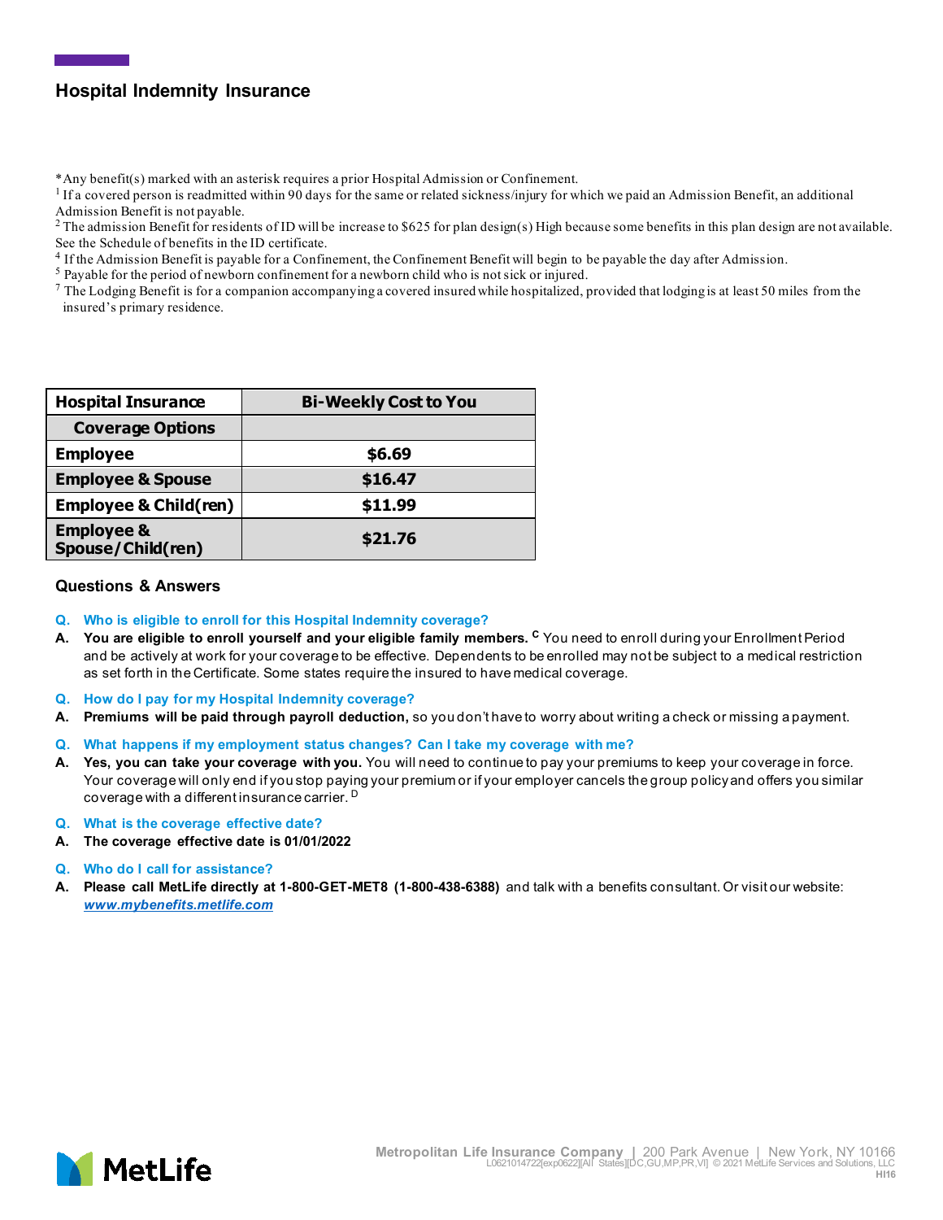## Hospital Indemnity Insurance

*Any benefit(s) marked with an asterisk requires a prior Hospital Admission or Confinement.
[1] If a covered person is readmitted within 90 days for the same or related sickness/injury for which we paid an Admission Benefit, an additional Admission Benefit is not payable.
[2] The admission Benefit for residents of ID will be increase to $625 for plan design(s) High because some benefits in this plan design are not available. See the Schedule of benefits in the ID certificate.
[4] If the Admission Benefit is payable for a Confinement, the Confinement Benefit will begin to be payable the day after Admission.
[5] Payable for the period of newborn confinement for a newborn child who is not sick or injured.
[7] The Lodging Benefit is for a companion accompanying a covered insured while hospitalized, provided that lodging is at least 50 miles from the insured's primary residence.

| Hospital Insurance | Bi-Weekly Cost to You |
|---|---|
| **Coverage Options** | |
| **Employee** | **$6.69** |
| **Employee & Spouse** | **$16.47** |
| **Employee & Child(ren)** | **$11.99** |
| **Employee & Spouse/Child(ren)** | **$21.76** |

### Questions & Answers

**Q. Who is eligible to enroll for this Hospital Indemnity coverage?**
**A. You are eligible to enroll yourself and your eligible family members.** [C] You need to enroll during your Enrollment Period and be actively at work for your coverage to be effective. Dependents to be enrolled may not be subject to a medical restriction as set forth in the Certificate. Some states require the insured to have medical coverage.

**Q. How do I pay for my Hospital Indemnity coverage?**
**A. Premiums will be paid through payroll deduction,** so you don't have to worry about writing a check or missing a payment.

**Q. What happens if my employment status changes? Can I take my coverage with me?**
**A. Yes, you can take your coverage with you.** You will need to continue to pay your premiums to keep your coverage in force. Your coverage will only end if you stop paying your premium or if your employer cancels the group policy and offers you similar coverage with a different insurance carrier. [D]

**Q. What is the coverage effective date?**
**A. The coverage effective date is 01/01/2022**

**Q. Who do I call for assistance?**
**A. Please call MetLife directly at 1-800-GET-MET8 (1-800-438-6388)** and talk with a benefits consultant. Or visit our website: ***www.mybenefits.metlife.com***

Metropolitan Life Insurance Company | 200 Park Avenue | New York, NY 10166
L0621014722[exp0622][All States][DC,GU,MP,PR,VI] © 2021 MetLife Services and Solutions, LLC
HI16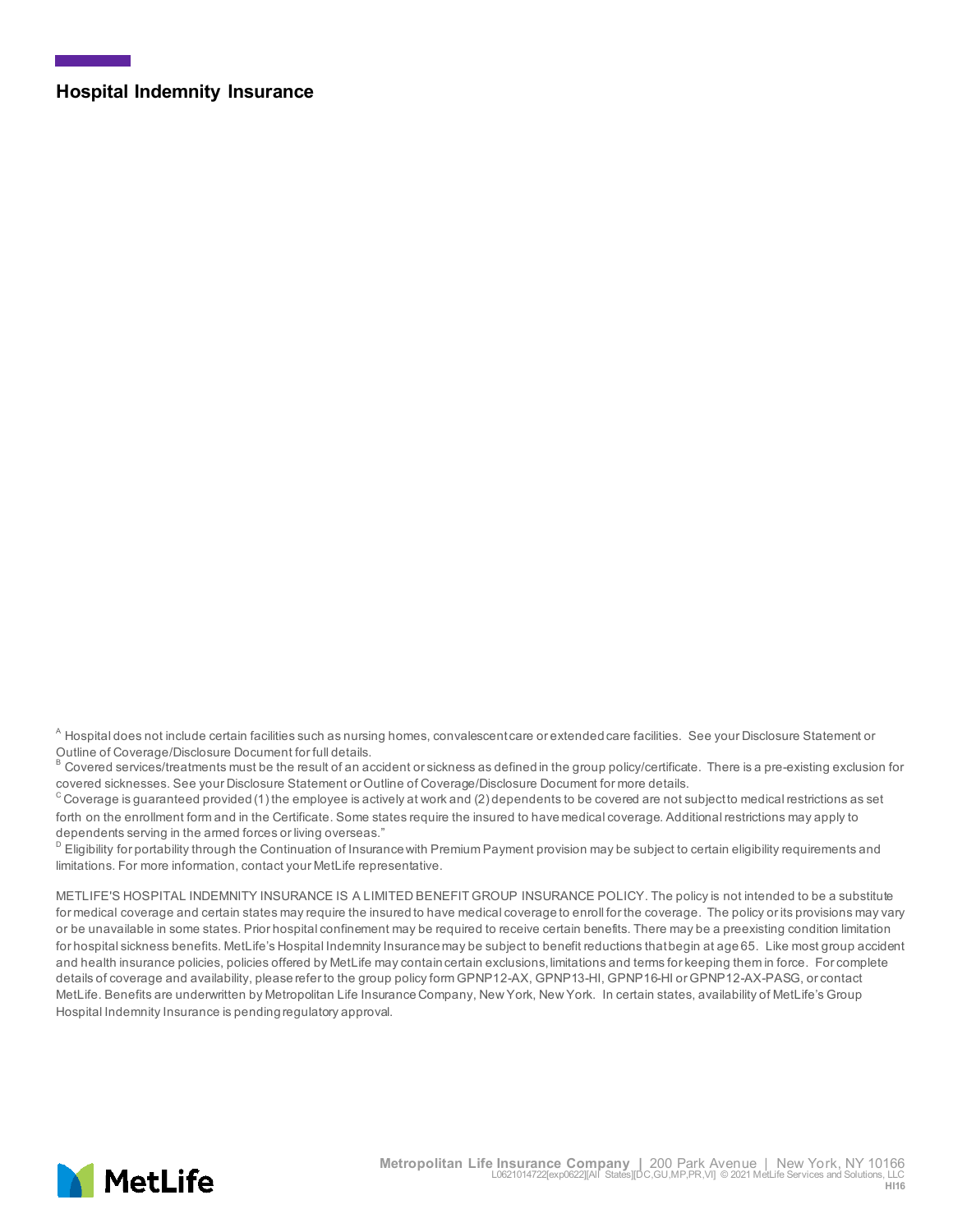## Hospital Indemnity Insurance

[A] Hospital does not include certain facilities such as nursing homes, convalescent care or extended care facilities. See your Disclosure Statement or Outline of Coverage/Disclosure Document for full details.

[B] Covered services/treatments must be the result of an accident or sickness as defined in the group policy/certificate. There is a pre-existing exclusion for covered sicknesses. See your Disclosure Statement or Outline of Coverage/Disclosure Document for more details.

[C] Coverage is guaranteed provided (1) the employee is actively at work and (2) dependents to be covered are not subject to medical restrictions as set forth on the enrollment form and in the Certificate. Some states require the insured to have medical coverage. Additional restrictions may apply to dependents serving in the armed forces or living overseas."

[D] Eligibility for portability through the Continuation of Insurance with Premium Payment provision may be subject to certain eligibility requirements and limitations. For more information, contact your MetLife representative.

METLIFE'S HOSPITAL INDEMNITY INSURANCE IS A LIMITED BENEFIT GROUP INSURANCE POLICY. The policy is not intended to be a substitute for medical coverage and certain states may require the insured to have medical coverage to enroll for the coverage. The policy or its provisions may vary or be unavailable in some states. Prior hospital confinement may be required to receive certain benefits. There may be a preexisting condition limitation for hospital sickness benefits. MetLife's Hospital Indemnity Insurance may be subject to benefit reductions that begin at age 65. Like most group accident and health insurance policies, policies offered by MetLife may contain certain exclusions, limitations and terms for keeping them in force. For complete details of coverage and availability, please refer to the group policy form GPNP12-AX, GPNP13-HI, GPNP16-HI or GPNP12-AX-PASG, or contact MetLife. Benefits are underwritten by Metropolitan Life Insurance Company, New York, New York. In certain states, availability of MetLife's Group Hospital Indemnity Insurance is pending regulatory approval.

MetLife

**Metropolitan Life Insurance Company** | 200 Park Avenue | New York, NY 10166
L0621014722[exp0622][All States][DC,GU,MP,PR,VI] © 2021 MetLife Services and Solutions, LLC
HI16